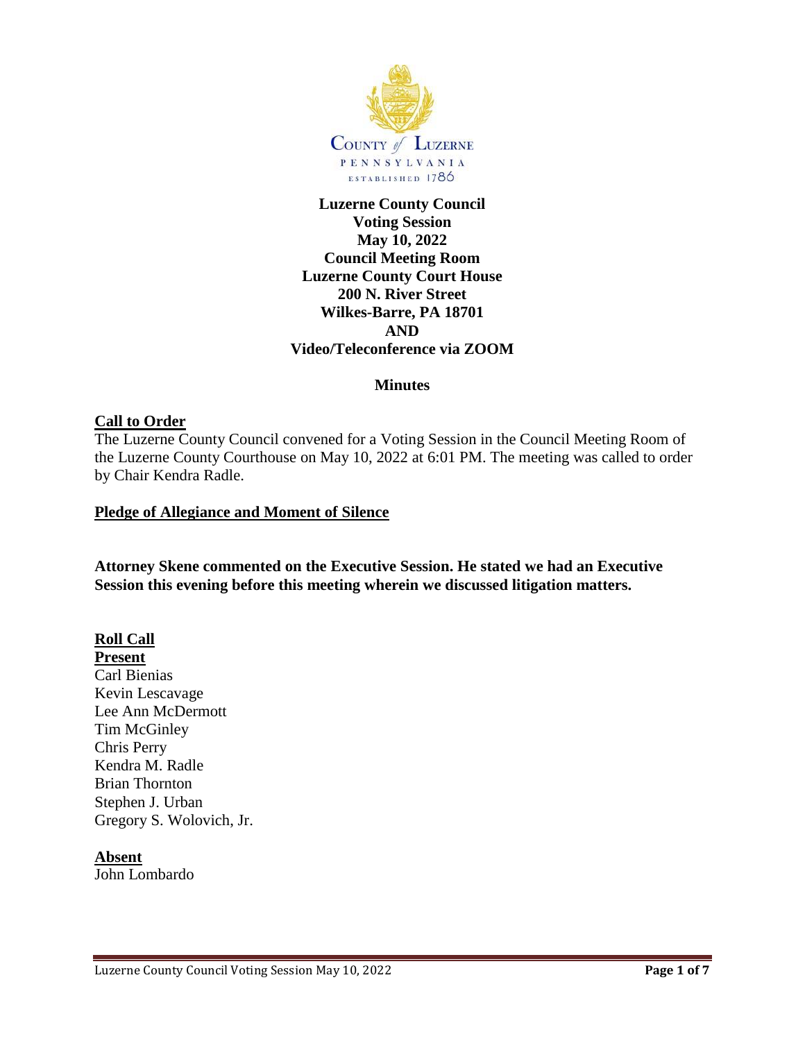COUNTY *of* LUZERNE
PENNSYLVANIA
ESTABLISHED 1786

**Luzerne County Council**
**Voting Session**
**May 10, 2022**
**Council Meeting Room**
**Luzerne County Court House**
**200 N. River Street**
**Wilkes-Barre, PA 18701**
**AND**
**Video/Teleconference via ZOOM**

**Minutes**

## Call to Order

The Luzerne County Council convened for a Voting Session in the Council Meeting Room of the Luzerne County Courthouse on May 10, 2022 at 6:01 PM. The meeting was called to order by Chair Kendra Radle.

## Pledge of Allegiance and Moment of Silence

**Attorney Skene commented on the Executive Session. He stated we had an Executive Session this evening before this meeting wherein we discussed litigation matters.**

## Roll Call

**Present**

Carl Bienias
Kevin Lescavage
Lee Ann McDermott
Tim McGinley
Chris Perry
Kendra M. Radle
Brian Thornton
Stephen J. Urban
Gregory S. Wolovich, Jr.

**Absent**

John Lombardo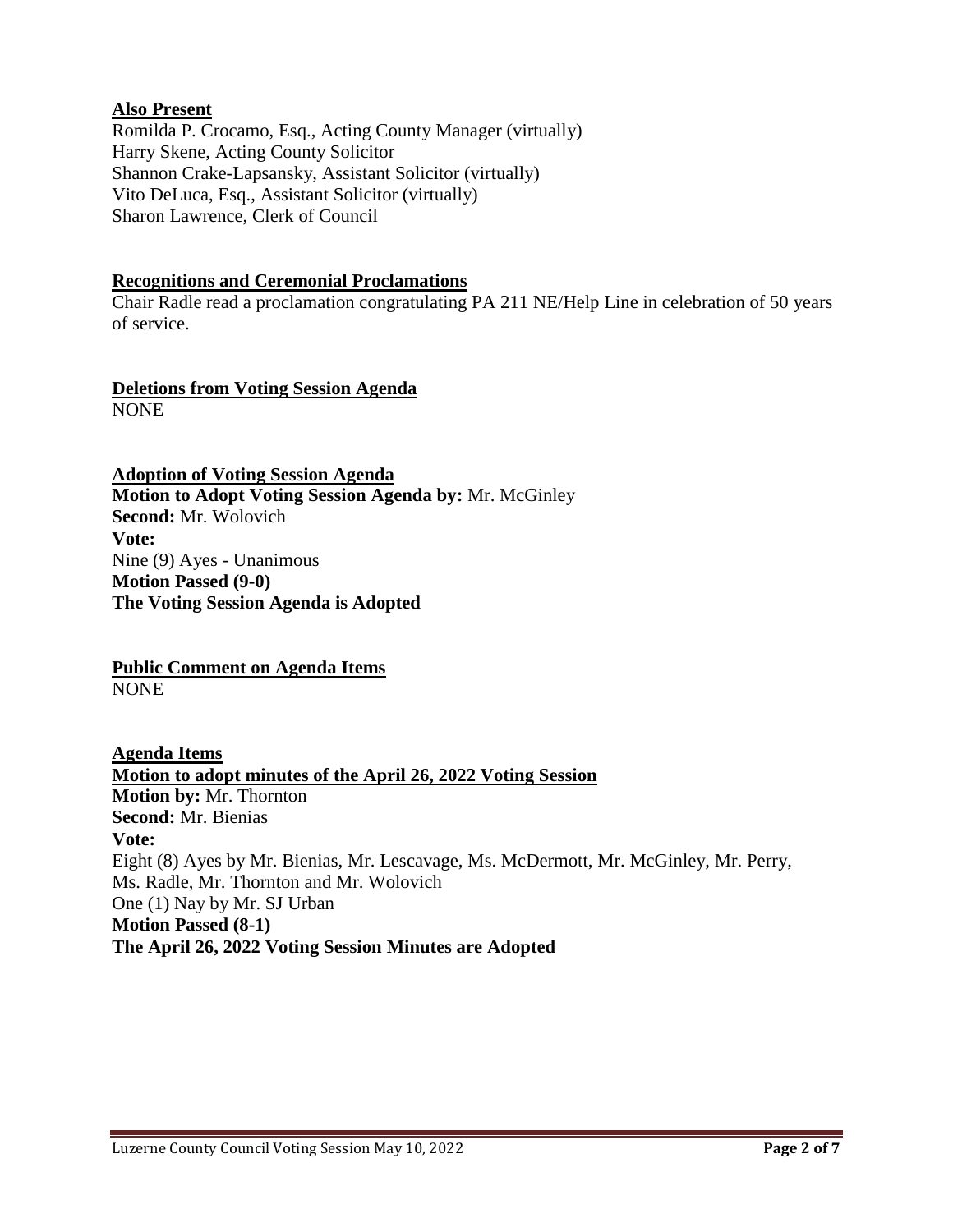**Also Present**

Romilda P. Crocamo, Esq., Acting County Manager (virtually)
Harry Skene, Acting County Solicitor
Shannon Crake-Lapsansky, Assistant Solicitor (virtually)
Vito DeLuca, Esq., Assistant Solicitor (virtually)
Sharon Lawrence, Clerk of Council

**Recognitions and Ceremonial Proclamations**

Chair Radle read a proclamation congratulating PA 211 NE/Help Line in celebration of 50 years of service.

**Deletions from Voting Session Agenda**

NONE

**Adoption of Voting Session Agenda**

**Motion to Adopt Voting Session Agenda by:** Mr. McGinley
**Second:** Mr. Wolovich
**Vote:**
Nine (9) Ayes - Unanimous
**Motion Passed (9-0)**
**The Voting Session Agenda is Adopted**

**Public Comment on Agenda Items**

NONE

**Agenda Items**

**Motion to adopt minutes of the April 26, 2022 Voting Session**

**Motion by:** Mr. Thornton
**Second:** Mr. Bienias
**Vote:**
Eight (8) Ayes by Mr. Bienias, Mr. Lescavage, Ms. McDermott, Mr. McGinley, Mr. Perry, Ms. Radle, Mr. Thornton and Mr. Wolovich
One (1) Nay by Mr. SJ Urban
**Motion Passed (8-1)**
**The April 26, 2022 Voting Session Minutes are Adopted**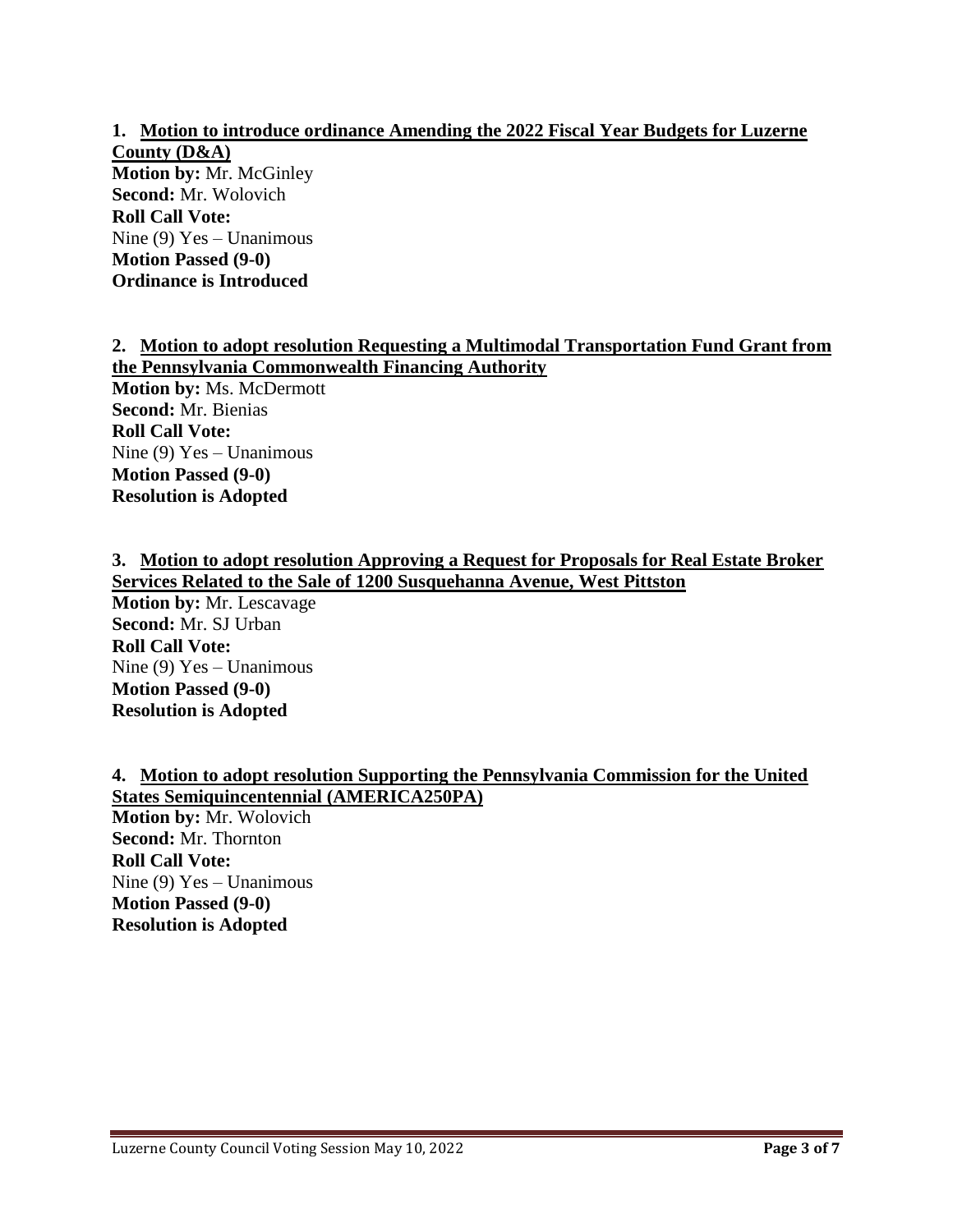**1. Motion to introduce ordinance Amending the 2022 Fiscal Year Budgets for Luzerne County (D&A)**

**Motion by:** Mr. McGinley
**Second:** Mr. Wolovich
**Roll Call Vote:**
Nine (9) Yes – Unanimous
**Motion Passed (9-0)**
**Ordinance is Introduced**

**2. Motion to adopt resolution Requesting a Multimodal Transportation Fund Grant from the Pennsylvania Commonwealth Financing Authority**

**Motion by:** Ms. McDermott
**Second:** Mr. Bienias
**Roll Call Vote:**
Nine (9) Yes – Unanimous
**Motion Passed (9-0)**
**Resolution is Adopted**

**3. Motion to adopt resolution Approving a Request for Proposals for Real Estate Broker Services Related to the Sale of 1200 Susquehanna Avenue, West Pittston**

**Motion by:** Mr. Lescavage
**Second:** Mr. SJ Urban
**Roll Call Vote:**
Nine (9) Yes – Unanimous
**Motion Passed (9-0)**
**Resolution is Adopted**

**4. Motion to adopt resolution Supporting the Pennsylvania Commission for the United States Semiquincentennial (AMERICA250PA)**

**Motion by:** Mr. Wolovich
**Second:** Mr. Thornton
**Roll Call Vote:**
Nine (9) Yes – Unanimous
**Motion Passed (9-0)**
**Resolution is Adopted**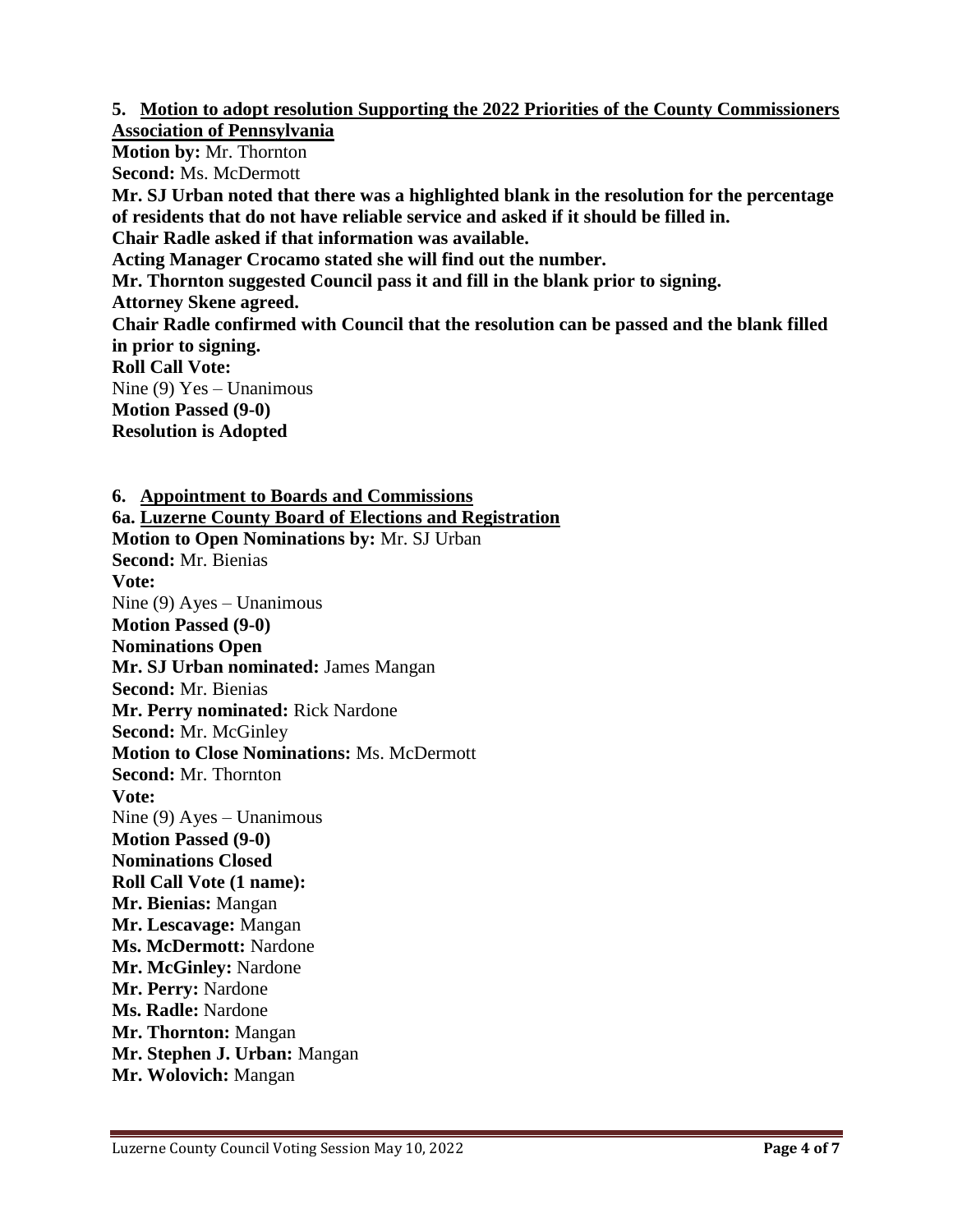**5. <u>Motion to adopt resolution Supporting the 2022 Priorities of the County Commissioners Association of Pennsylvania</u>**

**Motion by:** Mr. Thornton

**Second:** Ms. McDermott

**Mr. SJ Urban noted that there was a highlighted blank in the resolution for the percentage of residents that do not have reliable service and asked if it should be filled in.**

**Chair Radle asked if that information was available.**

**Acting Manager Crocamo stated she will find out the number.**

**Mr. Thornton suggested Council pass it and fill in the blank prior to signing.**

**Attorney Skene agreed.**

**Chair Radle confirmed with Council that the resolution can be passed and the blank filled in prior to signing.**

**Roll Call Vote:**

Nine (9) Yes – Unanimous

**Motion Passed (9-0)**

**Resolution is Adopted**

**6. <u>Appointment to Boards and Commissions</u>**

**6a. <u>Luzerne County Board of Elections and Registration</u>**

**Motion to Open Nominations by:** Mr. SJ Urban

**Second:** Mr. Bienias

**Vote:**

Nine (9) Ayes – Unanimous

**Motion Passed (9-0)**

**Nominations Open**

**Mr. SJ Urban nominated:** James Mangan

**Second:** Mr. Bienias

**Mr. Perry nominated:** Rick Nardone

**Second:** Mr. McGinley

**Motion to Close Nominations:** Ms. McDermott

**Second:** Mr. Thornton

**Vote:**

Nine (9) Ayes – Unanimous

**Motion Passed (9-0)**

**Nominations Closed**

**Roll Call Vote (1 name):**

**Mr. Bienias:** Mangan

**Mr. Lescavage:** Mangan

**Ms. McDermott:** Nardone

**Mr. McGinley:** Nardone

**Mr. Perry:** Nardone

**Ms. Radle:** Nardone

**Mr. Thornton:** Mangan

**Mr. Stephen J. Urban:** Mangan

**Mr. Wolovich:** Mangan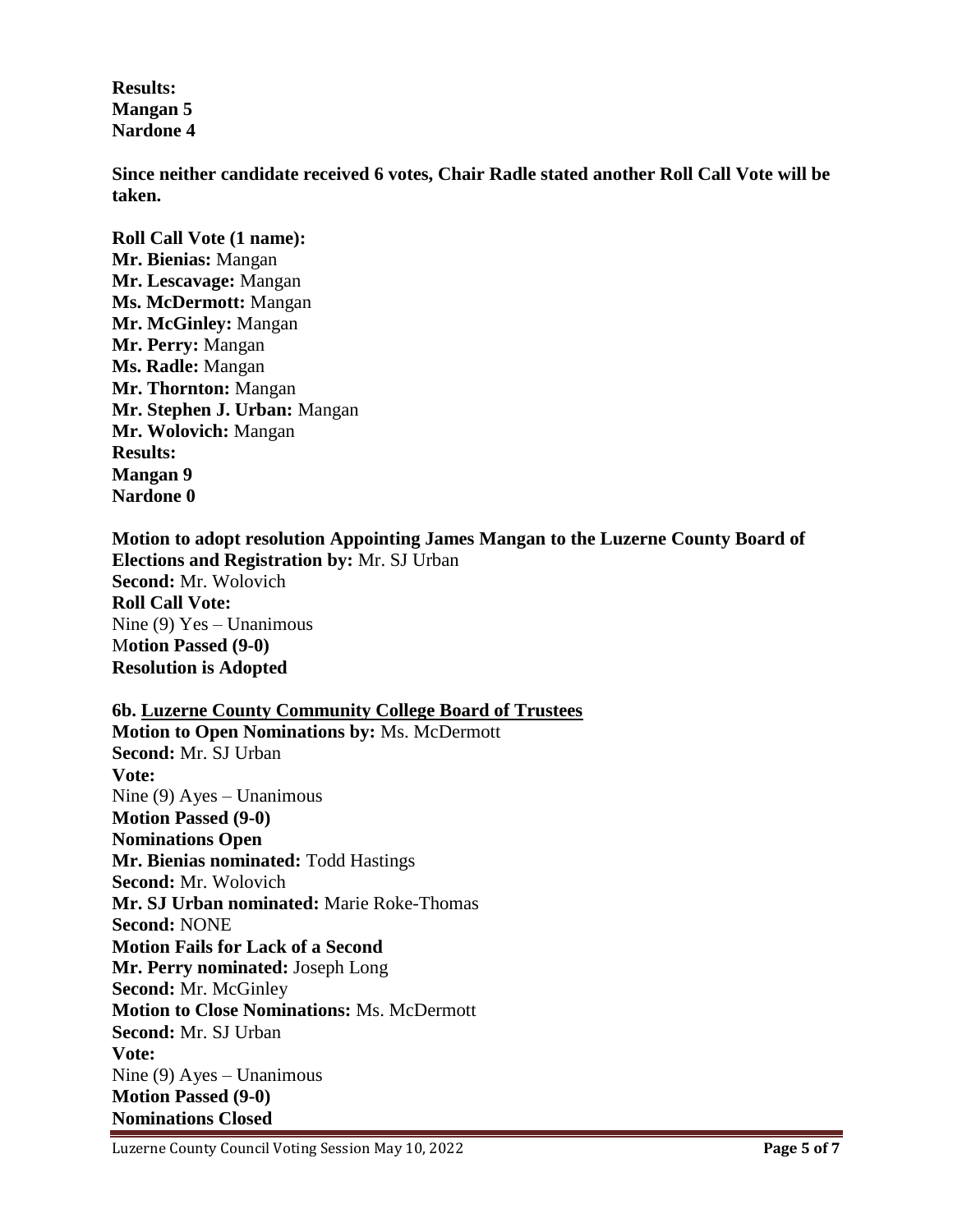**Results:**
**Mangan 5**
**Nardone 4**

**Since neither candidate received 6 votes, Chair Radle stated another Roll Call Vote will be taken.**

**Roll Call Vote (1 name):**
**Mr. Bienias:** Mangan
**Mr. Lescavage:** Mangan
**Ms. McDermott:** Mangan
**Mr. McGinley:** Mangan
**Mr. Perry:** Mangan
**Ms. Radle:** Mangan
**Mr. Thornton:** Mangan
**Mr. Stephen J. Urban:** Mangan
**Mr. Wolovich:** Mangan
**Results:**
**Mangan 9**
**Nardone 0**

**Motion to adopt resolution Appointing James Mangan to the Luzerne County Board of Elections and Registration by:** Mr. SJ Urban
**Second:** Mr. Wolovich
**Roll Call Vote:**
Nine (9) Yes – Unanimous
**Motion Passed (9-0)**
**Resolution is Adopted**

**6b. Luzerne County Community College Board of Trustees**
**Motion to Open Nominations by:** Ms. McDermott
**Second:** Mr. SJ Urban
**Vote:**
Nine (9) Ayes – Unanimous
**Motion Passed (9-0)**
**Nominations Open**
**Mr. Bienias nominated:** Todd Hastings
**Second:** Mr. Wolovich
**Mr. SJ Urban nominated:** Marie Roke-Thomas
**Second:** NONE
**Motion Fails for Lack of a Second**
**Mr. Perry nominated:** Joseph Long
**Second:** Mr. McGinley
**Motion to Close Nominations:** Ms. McDermott
**Second:** Mr. SJ Urban
**Vote:**
Nine (9) Ayes – Unanimous
**Motion Passed (9-0)**
**Nominations Closed**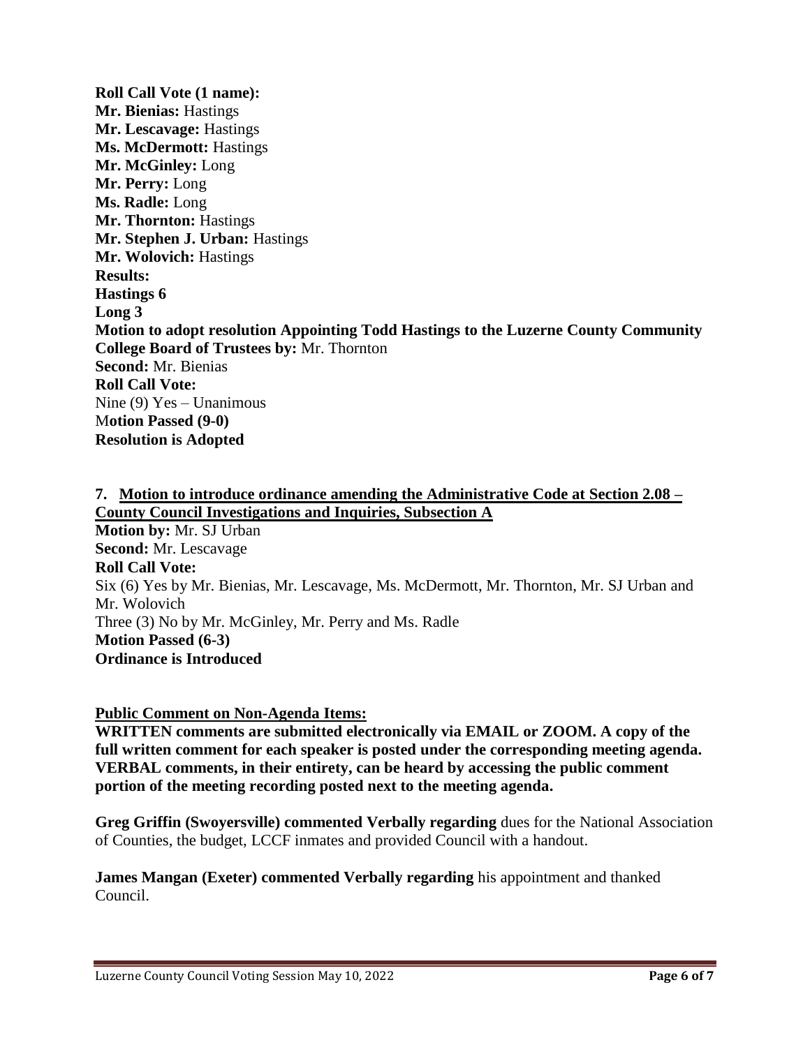**Roll Call Vote (1 name):**
**Mr. Bienias:** Hastings
**Mr. Lescavage:** Hastings
**Ms. McDermott:** Hastings
**Mr. McGinley:** Long
**Mr. Perry:** Long
**Ms. Radle:** Long
**Mr. Thornton:** Hastings
**Mr. Stephen J. Urban:** Hastings
**Mr. Wolovich:** Hastings
**Results:**
**Hastings 6**
**Long 3**
**Motion to adopt resolution Appointing Todd Hastings to the Luzerne County Community College Board of Trustees by:** Mr. Thornton
**Second:** Mr. Bienias
**Roll Call Vote:**
Nine (9) Yes – Unanimous
M**otion Passed (9-0)**
**Resolution is Adopted**

**7. Motion to introduce ordinance amending the Administrative Code at Section 2.08 – County Council Investigations and Inquiries, Subsection A**
**Motion by:** Mr. SJ Urban
**Second:** Mr. Lescavage
**Roll Call Vote:**
Six (6) Yes by Mr. Bienias, Mr. Lescavage, Ms. McDermott, Mr. Thornton, Mr. SJ Urban and Mr. Wolovich
Three (3) No by Mr. McGinley, Mr. Perry and Ms. Radle
**Motion Passed (6-3)**
**Ordinance is Introduced**

**Public Comment on Non-Agenda Items:**
**WRITTEN comments are submitted electronically via EMAIL or ZOOM. A copy of the full written comment for each speaker is posted under the corresponding meeting agenda. VERBAL comments, in their entirety, can be heard by accessing the public comment portion of the meeting recording posted next to the meeting agenda.**

**Greg Griffin (Swoyersville) commented Verbally regarding** dues for the National Association of Counties, the budget, LCCF inmates and provided Council with a handout.

**James Mangan (Exeter) commented Verbally regarding** his appointment and thanked Council.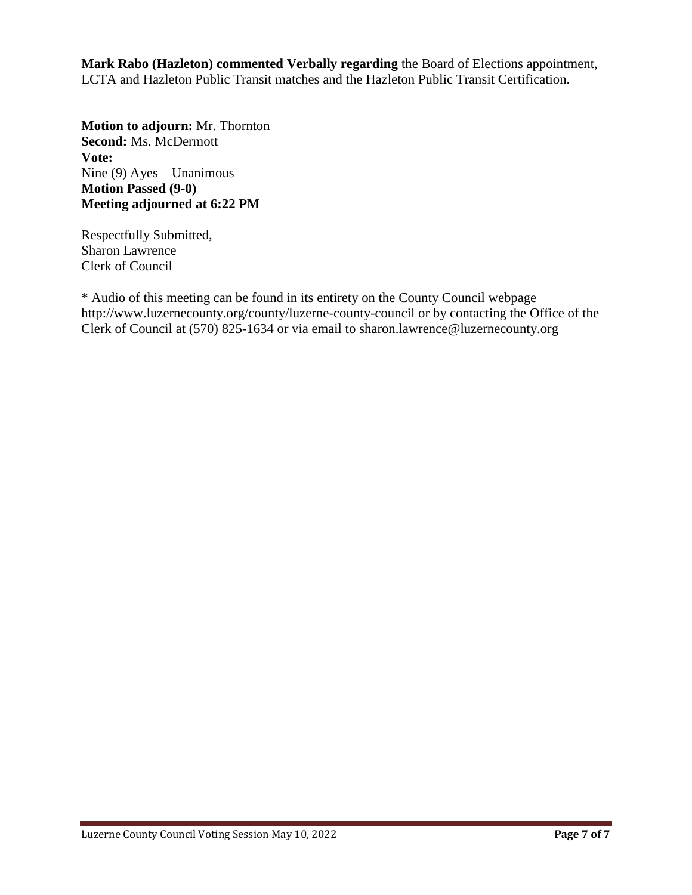**Mark Rabo (Hazleton) commented Verbally regarding** the Board of Elections appointment, LCTA and Hazleton Public Transit matches and the Hazleton Public Transit Certification.

**Motion to adjourn:** Mr. Thornton
**Second:** Ms. McDermott
**Vote:**
Nine (9) Ayes – Unanimous
**Motion Passed (9-0)**
**Meeting adjourned at 6:22 PM**

Respectfully Submitted,
Sharon Lawrence
Clerk of Council

* Audio of this meeting can be found in its entirety on the County Council webpage http://www.luzernecounty.org/county/luzerne-county-council or by contacting the Office of the Clerk of Council at (570) 825-1634 or via email to sharon.lawrence@luzernecounty.org